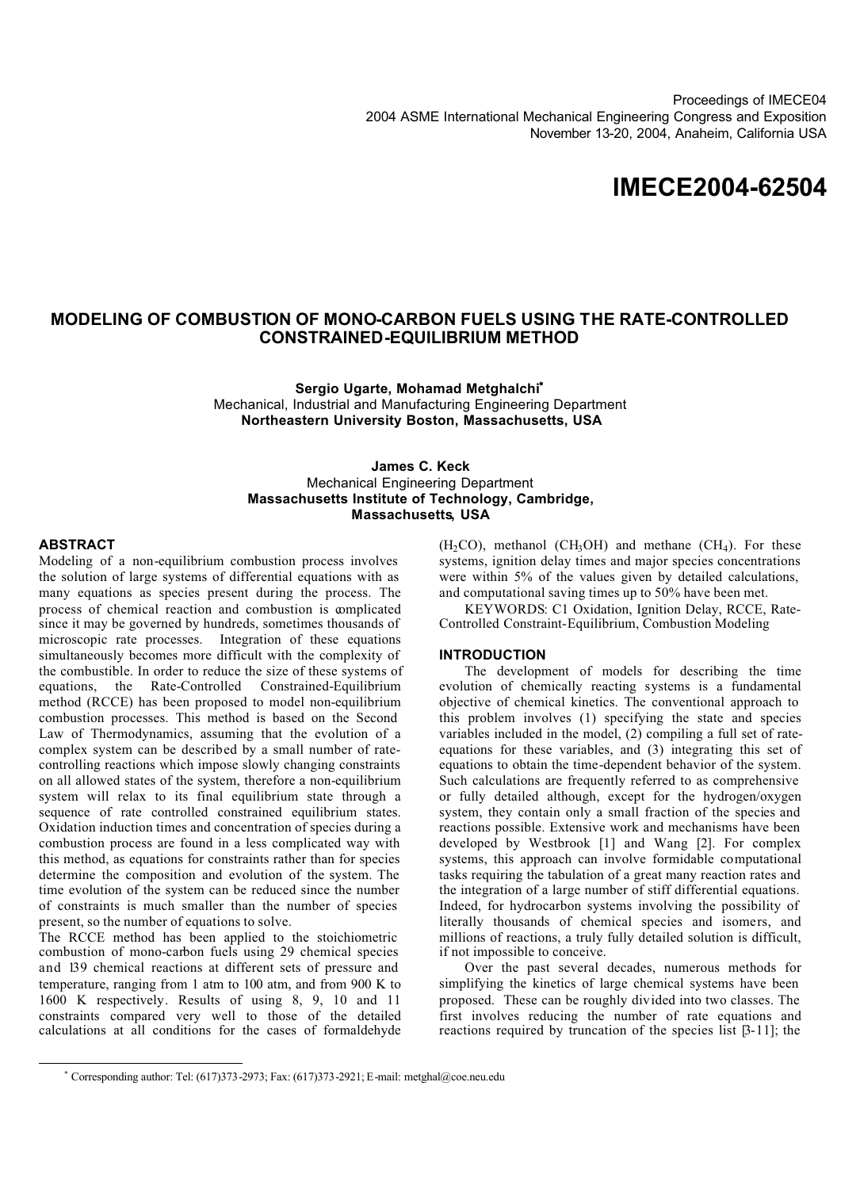Proceedings of IMECE04
2004 ASME International Mechanical Engineering Congress and Exposition
November 13-20, 2004, Anaheim, California USA

# IMECE2004-62504

## MODELING OF COMBUSTION OF MONO-CARBON FUELS USING THE RATE-CONTROLLED CONSTRAINED-EQUILIBRIUM METHOD

**Sergio Ugarte, Mohamad Metghalchi***
Mechanical, Industrial and Manufacturing Engineering Department
**Northeastern University Boston, Massachusetts, USA**

**James C. Keck**
Mechanical Engineering Department
**Massachusetts Institute of Technology, Cambridge, Massachusetts, USA**

### ABSTRACT

Modeling of a non-equilibrium combustion process involves the solution of large systems of differential equations with as many equations as species present during the process. The process of chemical reaction and combustion is complicated since it may be governed by hundreds, sometimes thousands of microscopic rate processes. Integration of these equations simultaneously becomes more difficult with the complexity of the combustible. In order to reduce the size of these systems of equations, the Rate-Controlled Constrained-Equilibrium method (RCCE) has been proposed to model non-equilibrium combustion processes. This method is based on the Second Law of Thermodynamics, assuming that the evolution of a complex system can be described by a small number of rate-controlling reactions which impose slowly changing constraints on all allowed states of the system, therefore a non-equilibrium system will relax to its final equilibrium state through a sequence of rate controlled constrained equilibrium states. Oxidation induction times and concentration of species during a combustion process are found in a less complicated way with this method, as equations for constraints rather than for species determine the composition and evolution of the system. The time evolution of the system can be reduced since the number of constraints is much smaller than the number of species present, so the number of equations to solve.

The RCCE method has been applied to the stoichiometric combustion of mono-carbon fuels using 29 chemical species and 139 chemical reactions at different sets of pressure and temperature, ranging from 1 atm to 100 atm, and from 900 K to 1600 K respectively. Results of using 8, 9, 10 and 11 constraints compared very well to those of the detailed calculations at all conditions for the cases of formaldehyde ($H_2CO$), methanol ($CH_3OH$) and methane ($CH_4$). For these systems, ignition delay times and major species concentrations were within 5% of the values given by detailed calculations, and computational saving times up to 50% have been met.

KEYWORDS: C1 Oxidation, Ignition Delay, RCCE, Rate-Controlled Constraint-Equilibrium, Combustion Modeling

### INTRODUCTION

The development of models for describing the time evolution of chemically reacting systems is a fundamental objective of chemical kinetics. The conventional approach to this problem involves (1) specifying the state and species variables included in the model, (2) compiling a full set of rate-equations for these variables, and (3) integrating this set of equations to obtain the time-dependent behavior of the system. Such calculations are frequently referred to as comprehensive or fully detailed although, except for the hydrogen/oxygen system, they contain only a small fraction of the species and reactions possible. Extensive work and mechanisms have been developed by Westbrook [1] and Wang [2]. For complex systems, this approach can involve formidable computational tasks requiring the tabulation of a great many reaction rates and the integration of a large number of stiff differential equations. Indeed, for hydrocarbon systems involving the possibility of literally thousands of chemical species and isomers, and millions of reactions, a truly fully detailed solution is difficult, if not impossible to conceive.

Over the past several decades, numerous methods for simplifying the kinetics of large chemical systems have been proposed. These can be roughly divided into two classes. The first involves reducing the number of rate equations and reactions required by truncation of the species list [3-11]; the

---

* Corresponding author: Tel: (617)373-2973; Fax: (617)373-2921; E-mail: metghal@coe.neu.edu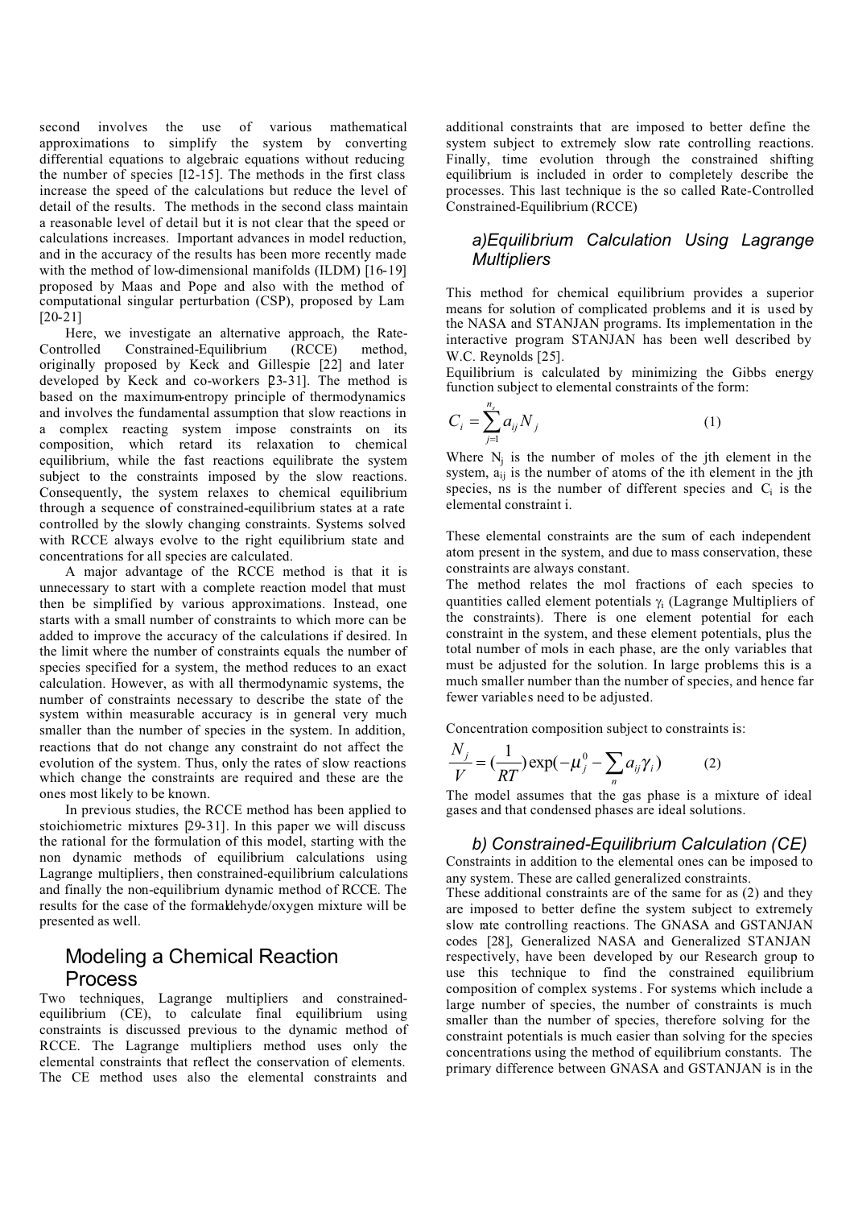second involves the use of various mathematical approximations to simplify the system by converting differential equations to algebraic equations without reducing the number of species [12-15]. The methods in the first class increase the speed of the calculations but reduce the level of detail of the results. The methods in the second class maintain a reasonable level of detail but it is not clear that the speed or calculations increases. Important advances in model reduction, and in the accuracy of the results has been more recently made with the method of low-dimensional manifolds (ILDM) [16-19] proposed by Maas and Pope and also with the method of computational singular perturbation (CSP), proposed by Lam [20-21]

Here, we investigate an alternative approach, the Rate-Controlled Constrained-Equilibrium (RCCE) method, originally proposed by Keck and Gillespie [22] and later developed by Keck and co-workers [23-31]. The method is based on the maximum-entropy principle of thermodynamics and involves the fundamental assumption that slow reactions in a complex reacting system impose constraints on its composition, which retard its relaxation to chemical equilibrium, while the fast reactions equilibrate the system subject to the constraints imposed by the slow reactions. Consequently, the system relaxes to chemical equilibrium through a sequence of constrained-equilibrium states at a rate controlled by the slowly changing constraints. Systems solved with RCCE always evolve to the right equilibrium state and concentrations for all species are calculated.

A major advantage of the RCCE method is that it is unnecessary to start with a complete reaction model that must then be simplified by various approximations. Instead, one starts with a small number of constraints to which more can be added to improve the accuracy of the calculations if desired. In the limit where the number of constraints equals the number of species specified for a system, the method reduces to an exact calculation. However, as with all thermodynamic systems, the number of constraints necessary to describe the state of the system within measurable accuracy is in general very much smaller than the number of species in the system. In addition, reactions that do not change any constraint do not affect the evolution of the system. Thus, only the rates of slow reactions which change the constraints are required and these are the ones most likely to be known.

In previous studies, the RCCE method has been applied to stoichiometric mixtures [29-31]. In this paper we will discuss the rational for the formulation of this model, starting with the non dynamic methods of equilibrium calculations using Lagrange multipliers, then constrained-equilibrium calculations and finally the non-equilibrium dynamic method of RCCE. The results for the case of the formaldehyde/oxygen mixture will be presented as well.

## Modeling a Chemical Reaction Process

Two techniques, Lagrange multipliers and constrained-equilibrium (CE), to calculate final equilibrium using constraints is discussed previous to the dynamic method of RCCE. The Lagrange multipliers method uses only the elemental constraints that reflect the conservation of elements. The CE method uses also the elemental constraints and additional constraints that are imposed to better define the system subject to extremely slow rate controlling reactions. Finally, time evolution through the constrained shifting equilibrium is included in order to completely describe the processes. This last technique is the so called Rate-Controlled Constrained-Equilibrium (RCCE)

### *a)Equilibrium Calculation Using Lagrange Multipliers*

This method for chemical equilibrium provides a superior means for solution of complicated problems and it is used by the NASA and STANJAN programs. Its implementation in the interactive program STANJAN has been well described by W.C. Reynolds [25].

Equilibrium is calculated by minimizing the Gibbs energy function subject to elemental constraints of the form:

$$C_i = \sum_{j=1}^{n_s} a_{ij} N_j \qquad (1)$$

Where $N_j$ is the number of moles of the jth element in the system, $a_{ij}$ is the number of atoms of the ith element in the jth species, ns is the number of different species and $C_i$ is the elemental constraint i.

These elemental constraints are the sum of each independent atom present in the system, and due to mass conservation, these constraints are always constant.

The method relates the mol fractions of each species to quantities called element potentials $\gamma_i$ (Lagrange Multipliers of the constraints). There is one element potential for each constraint in the system, and these element potentials, plus the total number of mols in each phase, are the only variables that must be adjusted for the solution. In large problems this is a much smaller number than the number of species, and hence far fewer variables need to be adjusted.

Concentration composition subject to constraints is:

$$\frac{N_j}{V} = \left(\frac{1}{RT}\right)\exp\left(-\mu_j^0 - \sum_n a_{ij}\gamma_i\right) \qquad (2)$$

The model assumes that the gas phase is a mixture of ideal gases and that condensed phases are ideal solutions.

### *b) Constrained-Equilibrium Calculation (CE)*

Constraints in addition to the elemental ones can be imposed to any system. These are called generalized constraints.

These additional constraints are of the same for as (2) and they are imposed to better define the system subject to extremely slow rate controlling reactions. The GNASA and GSTANJAN codes [28], Generalized NASA and Generalized STANJAN respectively, have been developed by our Research group to use this technique to find the constrained equilibrium composition of complex systems. For systems which include a large number of species, the number of constraints is much smaller than the number of species, therefore solving for the constraint potentials is much easier than solving for the species concentrations using the method of equilibrium constants. The primary difference between GNASA and GSTANJAN is in the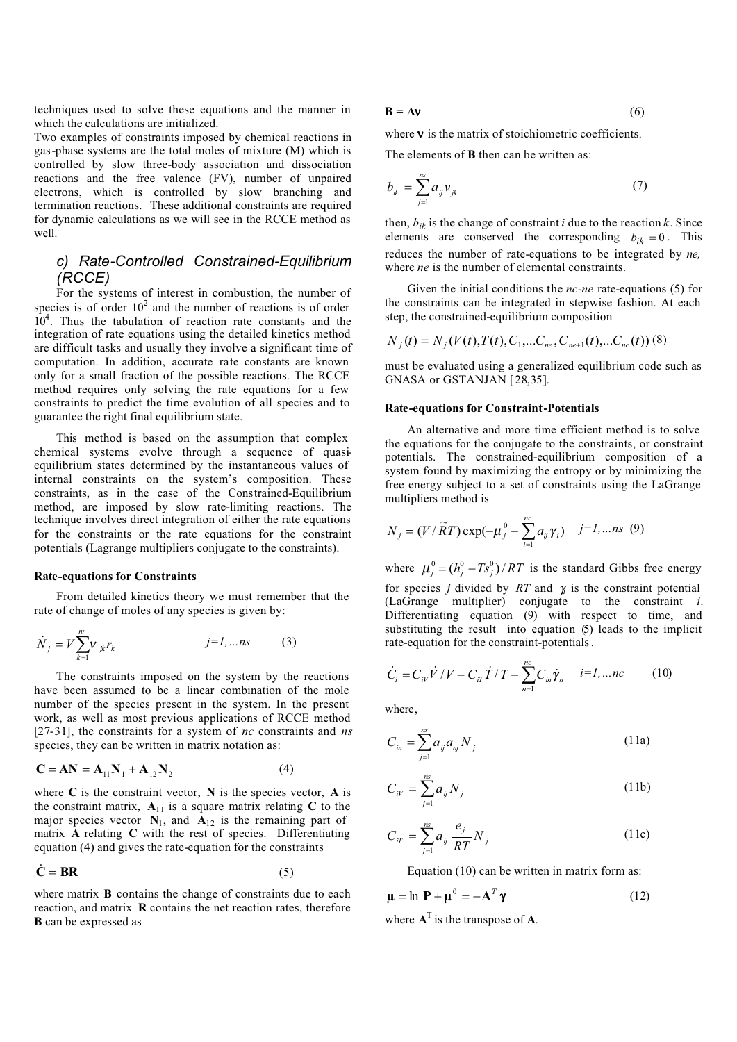techniques used to solve these equations and the manner in which the calculations are initialized.

Two examples of constraints imposed by chemical reactions in gas-phase systems are the total moles of mixture (M) which is controlled by slow three-body association and dissociation reactions and the free valence (FV), number of unpaired electrons, which is controlled by slow branching and termination reactions. These additional constraints are required for dynamic calculations as we will see in the RCCE method as well.

### *c) Rate-Controlled Constrained-Equilibrium (RCCE)*

For the systems of interest in combustion, the number of species is of order $10^2$ and the number of reactions is of order $10^4$. Thus the tabulation of reaction rate constants and the integration of rate equations using the detailed kinetics method are difficult tasks and usually they involve a significant time of computation. In addition, accurate rate constants are known only for a small fraction of the possible reactions. The RCCE method requires only solving the rate equations for a few constraints to predict the time evolution of all species and to guarantee the right final equilibrium state.

This method is based on the assumption that complex chemical systems evolve through a sequence of quasi-equilibrium states determined by the instantaneous values of internal constraints on the system's composition. These constraints, as in the case of the Constrained-Equilibrium method, are imposed by slow rate-limiting reactions. The technique involves direct integration of either the rate equations for the constraints or the rate equations for the constraint potentials (Lagrange multipliers conjugate to the constraints).

**Rate-equations for Constraints**

From detailed kinetics theory we must remember that the rate of change of moles of any species is given by:

$$\dot{N}_j = V\sum_{k=1}^{nr} \nu_{jk} r_k \qquad j=1,...ns \qquad (3)$$

The constraints imposed on the system by the reactions have been assumed to be a linear combination of the mole number of the species present in the system. In the present work, as well as most previous applications of RCCE method [27-31], the constraints for a system of *nc* constraints and *ns* species, they can be written in matrix notation as:

$$\mathbf{C} = \mathbf{A}\mathbf{N} = \mathbf{A}_{11}\mathbf{N}_1 + \mathbf{A}_{12}\mathbf{N}_2 \qquad (4)$$

where $\mathbf{C}$ is the constraint vector, $\mathbf{N}$ is the species vector, $\mathbf{A}$ is the constraint matrix, $\mathbf{A}_{11}$ is a square matrix relating $\mathbf{C}$ to the major species vector $\mathbf{N}_1$, and $\mathbf{A}_{12}$ is the remaining part of matrix $\mathbf{A}$ relating $\mathbf{C}$ with the rest of species. Differentiating equation (4) and gives the rate-equation for the constraints

$$\dot{\mathbf{C}} = \mathbf{B}\mathbf{R} \qquad (5)$$

where matrix $\mathbf{B}$ contains the change of constraints due to each reaction, and matrix $\mathbf{R}$ contains the net reaction rates, therefore $\mathbf{B}$ can be expressed as

$$\mathbf{B} = \mathbf{A}\boldsymbol{\nu} \qquad (6)$$

where $\boldsymbol{\nu}$ is the matrix of stoichiometric coefficients.

The elements of $\mathbf{B}$ then can be written as:

$$b_{ik} = \sum_{j=1}^{ns} a_{ij}\nu_{jk} \qquad (7)$$

then, $b_{ik}$ is the change of constraint *i* due to the reaction *k*. Since elements are conserved the corresponding $b_{ik} = 0$. This reduces the number of rate-equations to be integrated by *ne,* where *ne* is the number of elemental constraints.

Given the initial conditions the *nc-ne* rate-equations (5) for the constraints can be integrated in stepwise fashion. At each step, the constrained-equilibrium composition

$$N_j(t) = N_j(V(t), T(t), C_1, ...C_{ne}, C_{ne+1}(t), ...C_{nc}(t)) \qquad (8)$$

must be evaluated using a generalized equilibrium code such as GNASA or GSTANJAN [28,35].

**Rate-equations for Constraint-Potentials**

An alternative and more time efficient method is to solve the equations for the conjugate to the constraints, or constraint potentials. The constrained-equilibrium composition of a system found by maximizing the entropy or by minimizing the free energy subject to a set of constraints using the LaGrange multipliers method is

$$N_j = (V/\tilde{R}T)\exp(-\mu_j^0 - \sum_{i=1}^{nc} a_{ij}\gamma_i) \qquad j=1,...ns \qquad (9)$$

where $\mu_j^0 = (h_j^0 - Ts_j^0)/RT$ is the standard Gibbs free energy for species *j* divided by $RT$ and $\gamma$ is the constraint potential (LaGrange multiplier) conjugate to the constraint *i*. Differentiating equation (9) with respect to time, and substituting the result into equation (5) leads to the implicit rate-equation for the constraint-potentials.

$$\dot{C}_i = C_{iV}\dot{V}/V + C_{iT}\dot{T}/T - \sum_{n=1}^{nc} C_{in}\dot{\gamma}_n \qquad i=1,...nc \qquad (10)$$

where,

$$C_{in} = \sum_{j=1}^{ns} a_{ij}a_{nj}N_j \qquad (11a)$$

$$C_{iV} = \sum_{j=1}^{ns} a_{ij}N_j \qquad (11b)$$

$$C_{iT} = \sum_{j=1}^{ns} a_{ij}\frac{e_j}{RT}N_j \qquad (11c)$$

Equation (10) can be written in matrix form as:

$$\boldsymbol{\mu} = \ln\mathbf{P} + \boldsymbol{\mu}^0 = -\mathbf{A}^T\boldsymbol{\gamma} \qquad (12)$$

where $\mathbf{A}^T$ is the transpose of $\mathbf{A}$.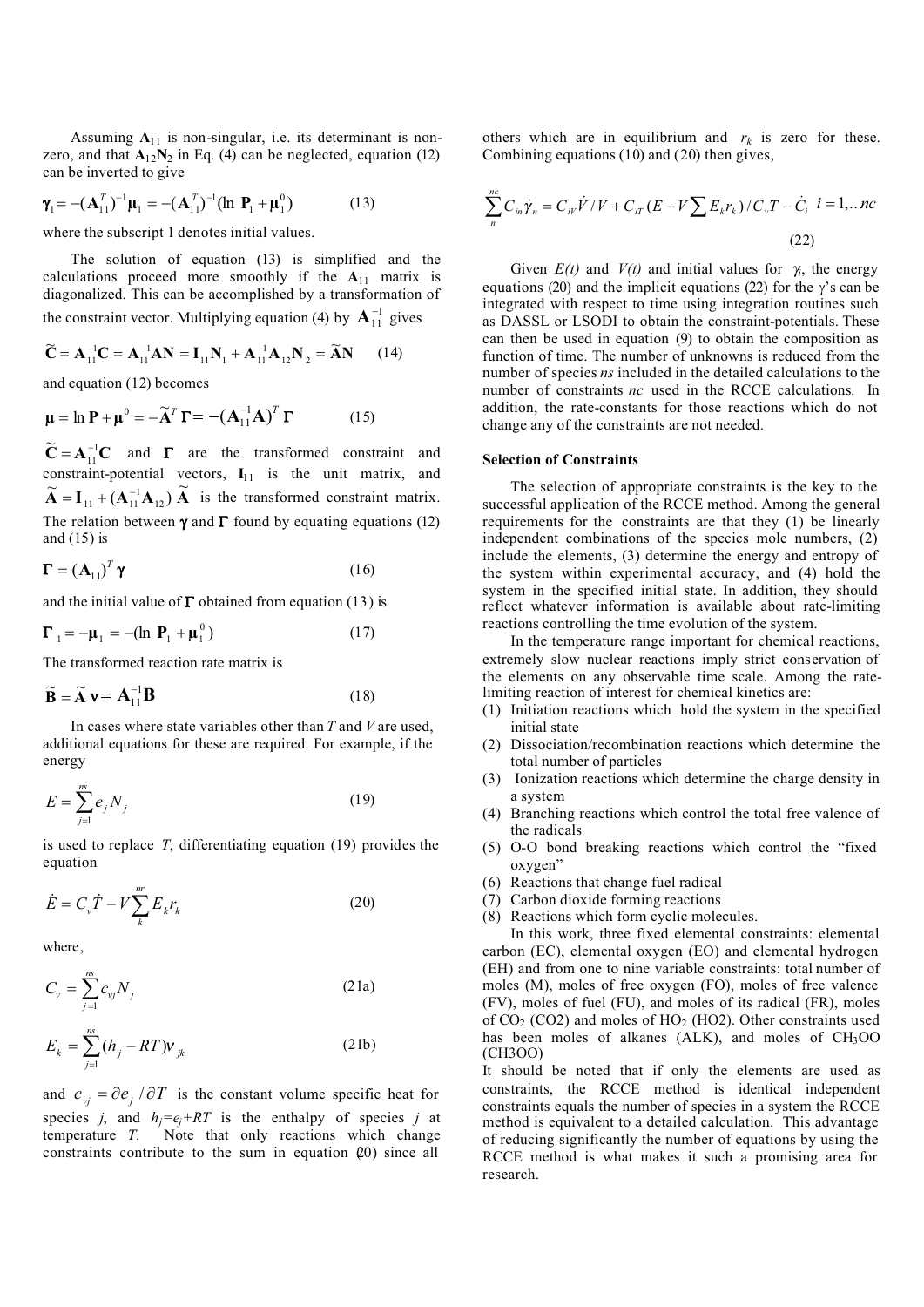Assuming $\mathbf{A}_{11}$ is non-singular, i.e. its determinant is non-zero, and that $\mathbf{A}_{12}\mathbf{N}_2$ in Eq. (4) can be neglected, equation (12) can be inverted to give

$$\boldsymbol{\gamma}_1 = -(\mathbf{A}_{11}^T)^{-1}\boldsymbol{\mu}_1 = -(\mathbf{A}_{11}^T)^{-1}(\ln\ \mathbf{P}_1 + \boldsymbol{\mu}_1^0) \qquad (13)$$

where the subscript 1 denotes initial values.

The solution of equation (13) is simplified and the calculations proceed more smoothly if the $\mathbf{A}_{11}$ matrix is diagonalized. This can be accomplished by a transformation of the constraint vector. Multiplying equation (4) by $\mathbf{A}_{11}^{-1}$ gives

$$\widetilde{\mathbf{C}} = \mathbf{A}_{11}^{-1}\mathbf{C} = \mathbf{A}_{11}^{-1}\mathbf{A}\mathbf{N} = \mathbf{I}_{11}\mathbf{N}_1 + \mathbf{A}_{11}^{-1}\mathbf{A}_{12}\mathbf{N}_2 = \widetilde{\mathbf{A}}\mathbf{N} \qquad (14)$$

and equation (12) becomes

$$\boldsymbol{\mu} = \ln \mathbf{P} + \boldsymbol{\mu}^0 = -\widetilde{\mathbf{A}}^T\boldsymbol{\Gamma} = -\left(\mathbf{A}_{11}^{-1}\mathbf{A}\right)^T\boldsymbol{\Gamma} \qquad (15)$$

$\widetilde{\mathbf{C}} = \mathbf{A}_{11}^{-1}\mathbf{C}$ and $\boldsymbol{\Gamma}$ are the transformed constraint and constraint-potential vectors, $\mathbf{I}_{11}$ is the unit matrix, and $\widetilde{\mathbf{A}} = \mathbf{I}_{11} + (\mathbf{A}_{11}^{-1}\mathbf{A}_{12})\ \widetilde{\mathbf{A}}$ is the transformed constraint matrix. The relation between $\boldsymbol{\gamma}$ and $\boldsymbol{\Gamma}$ found by equating equations (12) and (15) is

$$\boldsymbol{\Gamma} = (\mathbf{A}_{11})^T\boldsymbol{\gamma} \qquad (16)$$

and the initial value of $\boldsymbol{\Gamma}$ obtained from equation (13) is

$$\boldsymbol{\Gamma}_1 = -\boldsymbol{\mu}_1 = -(\ln\ \mathbf{P}_1 + \boldsymbol{\mu}_1^0) \qquad (17)$$

The transformed reaction rate matrix is

$$\widetilde{\mathbf{B}} = \widetilde{\mathbf{A}}\,\boldsymbol{\nu} = \mathbf{A}_{11}^{-1}\mathbf{B} \qquad (18)$$

In cases where state variables other than $T$ and $V$ are used, additional equations for these are required. For example, if the energy

$$E = \sum_{j=1}^{ns} e_j N_j \qquad (19)$$

is used to replace $T$, differentiating equation (19) provides the equation

$$\dot{E} = C_v\dot{T} - V\sum_{k}^{nr} E_k r_k \qquad (20)$$

where,

$$C_v = \sum_{j=1}^{ns} c_{vj} N_j \qquad (21a)$$

$$E_k = \sum_{j=1}^{ns} (h_j - RT)\nu_{jk} \qquad (21b)$$

and $c_{vj} = \partial e_j / \partial T$ is the constant volume specific heat for species $j$, and $h_j = e_j + RT$ is the enthalpy of species $j$ at temperature $T$. Note that only reactions which change constraints contribute to the sum in equation (20) since all others which are in equilibrium and $r_k$ is zero for these. Combining equations (10) and (20) then gives,

$$\sum_{n}^{nc} C_{in}\dot{\gamma}_n = C_{iV}\dot{V}/V + C_{iT}(E - V\sum E_k r_k)/C_v T - \dot{C}_i \quad i = 1,..nc \qquad (22)$$

Given $E(t)$ and $V(t)$ and initial values for $\gamma_i$, the energy equations (20) and the implicit equations (22) for the $\gamma$'s can be integrated with respect to time using integration routines such as DASSL or LSODI to obtain the constraint-potentials. These can then be used in equation (9) to obtain the composition as function of time. The number of unknowns is reduced from the number of species *ns* included in the detailed calculations to the number of constraints *nc* used in the RCCE calculations. In addition, the rate-constants for those reactions which do not change any of the constraints are not needed.

### Selection of Constraints

The selection of appropriate constraints is the key to the successful application of the RCCE method. Among the general requirements for the constraints are that they (1) be linearly independent combinations of the species mole numbers, (2) include the elements, (3) determine the energy and entropy of the system within experimental accuracy, and (4) hold the system in the specified initial state. In addition, they should reflect whatever information is available about rate-limiting reactions controlling the time evolution of the system.

In the temperature range important for chemical reactions, extremely slow nuclear reactions imply strict conservation of the elements on any observable time scale. Among the rate-limiting reaction of interest for chemical kinetics are:

1. Initiation reactions which hold the system in the specified initial state
2. Dissociation/recombination reactions which determine the total number of particles
3. Ionization reactions which determine the charge density in a system
4. Branching reactions which control the total free valence of the radicals
5. O-O bond breaking reactions which control the "fixed oxygen"
6. Reactions that change fuel radical
7. Carbon dioxide forming reactions
8. Reactions which form cyclic molecules.

In this work, three fixed elemental constraints: elemental carbon (EC), elemental oxygen (EO) and elemental hydrogen (EH) and from one to nine variable constraints: total number of moles (M), moles of free oxygen (FO), moles of free valence (FV), moles of fuel (FU), and moles of its radical (FR), moles of $CO_2$ (CO2) and moles of $HO_2$ (HO2). Other constraints used has been moles of alkanes (ALK), and moles of $CH_3OO$ (CH3OO)

It should be noted that if only the elements are used as constraints, the RCCE method is identical independent constraints equals the number of species in a system the RCCE method is equivalent to a detailed calculation. This advantage of reducing significantly the number of equations by using the RCCE method is what makes it such a promising area for research.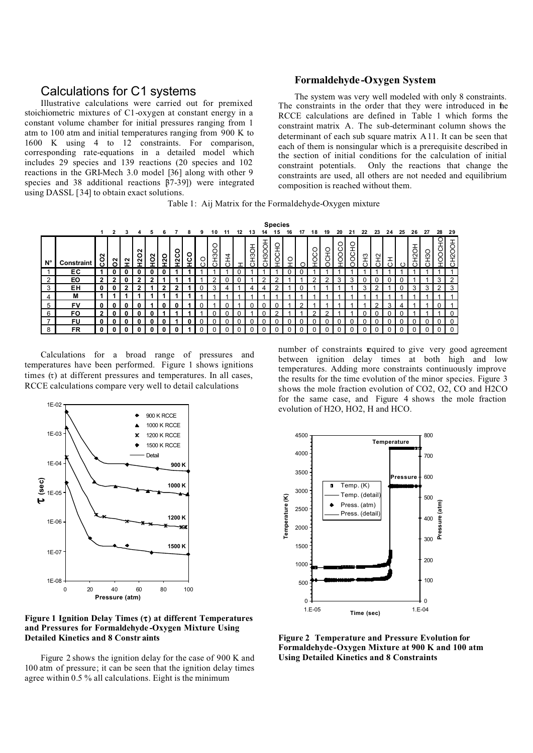## Calculations for C1 systems

Illustrative calculations were carried out for premixed stoichiometric mixtures of C1-oxygen at constant energy in a constant volume chamber for initial pressures ranging from 1 atm to 100 atm and initial temperatures ranging from 900 K to 1600 K using 4 to 12 constraints. For comparison, corresponding rate-equations in a detailed model which includes 29 species and 139 reactions (20 species and 102 reactions in the GRI-Mech 3.0 model [36] along with other 9 species and 38 additional reactions [37-39]) were integrated using DASSL [34] to obtain exact solutions.

### Formaldehyde-Oxygen System

The system was very well modeled with only 8 constraints. The constraints in the order that they were introduced in the RCCE calculations are defined in Table 1 which forms the constraint matrix A. The sub-determinant column shows the determinant of each sub square matrix A11. It can be seen that each of them is nonsingular which is a prerequisite described in the section of initial conditions for the calculation of initial constraint potentials. Only the reactions that change the constraints are used, all others are not needed and equilibrium composition is reached without them.

Table 1: Aij Matrix for the Formaldehyde-Oxygen mixture

| | | Species | | | | | | | | | | | | | | | | | | | | | | | | | | | | |
|---|---|---|---|---|---|---|---|---|---|---|---|---|---|---|---|---|---|---|---|---|---|---|---|---|---|---|---|---|---|---|
| | | 1 | 2 | 3 | 4 | 5 | 6 | 7 | 8 | 9 | 10 | 11 | 12 | 13 | 14 | 15 | 16 | 17 | 18 | 19 | 20 | 21 | 22 | 23 | 24 | 25 | 26 | 27 | 28 | 29 |
| **N°** | **Constraint** | **CO2** | **O2** | **H2** | **H2O2** | **HO2** | **H2O** | **H2CO** | **HCO** | CO | CH3OO | CH4 | H | CH3OH | CH3OOH | HOCHO | HO | O | HOCO | OCHO | HOOCO | OOCHO | CH3 | CH2 | CH | C | CH2OH | CH3O | HOOCHO | CH2OOH |
| 1 | **EC** | **1** | **0** | **0** | **0** | **0** | **0** | **1** | **1** | 1 | 1 | 1 | 0 | 1 | 1 | 1 | 0 | 0 | 1 | 1 | 1 | 1 | 1 | 1 | 1 | 1 | 1 | 1 | 1 | 1 |
| 2 | **EO** | **2** | **2** | **0** | **2** | **2** | **1** | **1** | **1** | 1 | 2 | 0 | 0 | 1 | 2 | 2 | 1 | 1 | 2 | 2 | 3 | 3 | 0 | 0 | 0 | 0 | 1 | 1 | 3 | 2 |
| 3 | **EH** | **0** | **0** | **2** | **2** | **1** | **2** | **2** | **1** | 0 | 3 | 4 | 1 | 4 | 4 | 2 | 1 | 0 | 1 | 1 | 1 | 1 | 3 | 2 | 1 | 0 | 3 | 3 | 2 | 3 |
| 4 | **M** | **1** | **1** | **1** | **1** | **1** | **1** | **1** | **1** | 1 | 1 | 1 | 1 | 1 | 1 | 1 | 1 | 1 | 1 | 1 | 1 | 1 | 1 | 1 | 1 | 1 | 1 | 1 | 1 | 1 |
| 5 | **FV** | **0** | **0** | **0** | **0** | **1** | **0** | **0** | **1** | 0 | 1 | 0 | 1 | 0 | 0 | 0 | 1 | 2 | 1 | 1 | 1 | 1 | 1 | 2 | 3 | 4 | 1 | 1 | 0 | 1 |
| 6 | **FO** | **2** | **0** | **0** | **0** | **0** | **0** | **1** | **1** | 1 | 0 | 0 | 0 | 1 | 0 | 2 | 1 | 1 | 2 | 2 | 1 | 1 | 0 | 0 | 0 | 0 | 1 | 1 | 1 | 0 |
| 7 | **FU** | **0** | **0** | **0** | **0** | **0** | **0** | **1** | **0** | 0 | 0 | 0 | 0 | 0 | 0 | 0 | 0 | 0 | 0 | 0 | 0 | 0 | 0 | 0 | 0 | 0 | 0 | 0 | 0 | 0 |
| 8 | **FR** | **0** | **0** | **0** | **0** | **0** | **0** | **0** | **1** | 0 | 0 | 0 | 0 | 0 | 0 | 0 | 0 | 0 | 0 | 0 | 0 | 0 | 0 | 0 | 0 | 0 | 0 | 0 | 0 | 0 |

Calculations for a broad range of pressures and temperatures have been performed. Figure 1 shows ignitions times ($\tau$) at different pressures and temperatures. In all cases, RCCE calculations compare very well to detail calculations

**Figure 1 Ignition Delay Times ($\tau$) at different Temperatures and Pressures for Formaldehyde-Oxygen Mixture Using Detailed Kinetics and 8 Constraints**

Figure 2 shows the ignition delay for the case of 900 K and 100 atm of pressure; it can be seen that the ignition delay times agree within 0.5 % all calculations. Eight is the minimum number of constraints required to give very good agreement between ignition delay times at both high and low temperatures. Adding more constraints continuously improve the results for the time evolution of the minor species. Figure 3 shows the mole fraction evolution of CO2, O2, CO and H2CO for the same case, and Figure 4 shows the mole fraction evolution of H2O, HO2, H and HCO.

**Figure 2 Temperature and Pressure Evolution for Formaldehyde-Oxygen Mixture at 900 K and 100 atm Using Detailed Kinetics and 8 Constraints**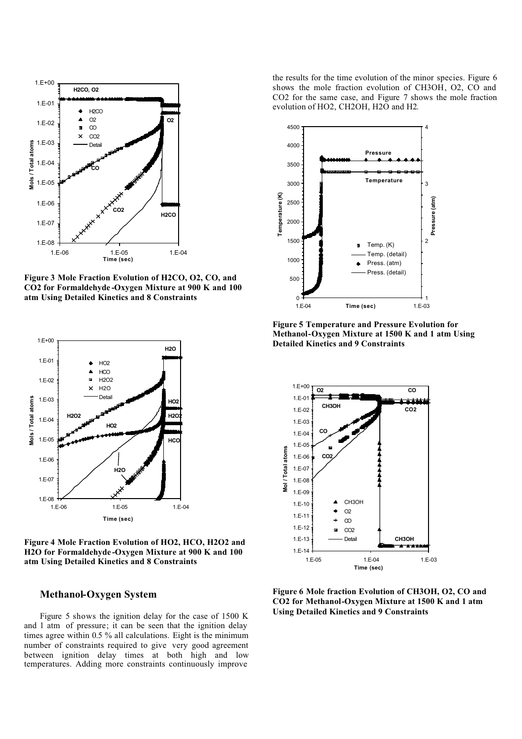**Figure 3 Mole Fraction Evolution of $H_2CO$, $O_2$, CO, and $CO_2$ for Formaldehyde-Oxygen Mixture at 900 K and 100 atm Using Detailed Kinetics and 8 Constraints**

**Figure 4 Mole Fraction Evolution of $HO_2$, HCO, $H_2O_2$ and $H_2O$ for Formaldehyde-Oxygen Mixture at 900 K and 100 atm Using Detailed Kinetics and 8 Constraints**

## Methanol-Oxygen System

Figure 5 shows the ignition delay for the case of 1500 K and 1 atm of pressure; it can be seen that the ignition delay times agree within 0.5 % all calculations. Eight is the minimum number of constraints required to give very good agreement between ignition delay times at both high and low temperatures. Adding more constraints continuously improve the results for the time evolution of the minor species. Figure 6 shows the mole fraction evolution of $CH_3OH$, $O_2$, CO and $CO_2$ for the same case, and Figure 7 shows the mole fraction evolution of $HO_2$, $CH_2OH$, $H_2O$ and $H_2$.

**Figure 5 Temperature and Pressure Evolution for Methanol-Oxygen Mixture at 1500 K and 1 atm Using Detailed Kinetics and 9 Constraints**

**Figure 6 Mole fraction Evolution of $CH_3OH$, $O_2$, CO and $CO_2$ for Methanol-Oxygen Mixture at 1500 K and 1 atm Using Detailed Kinetics and 9 Constraints**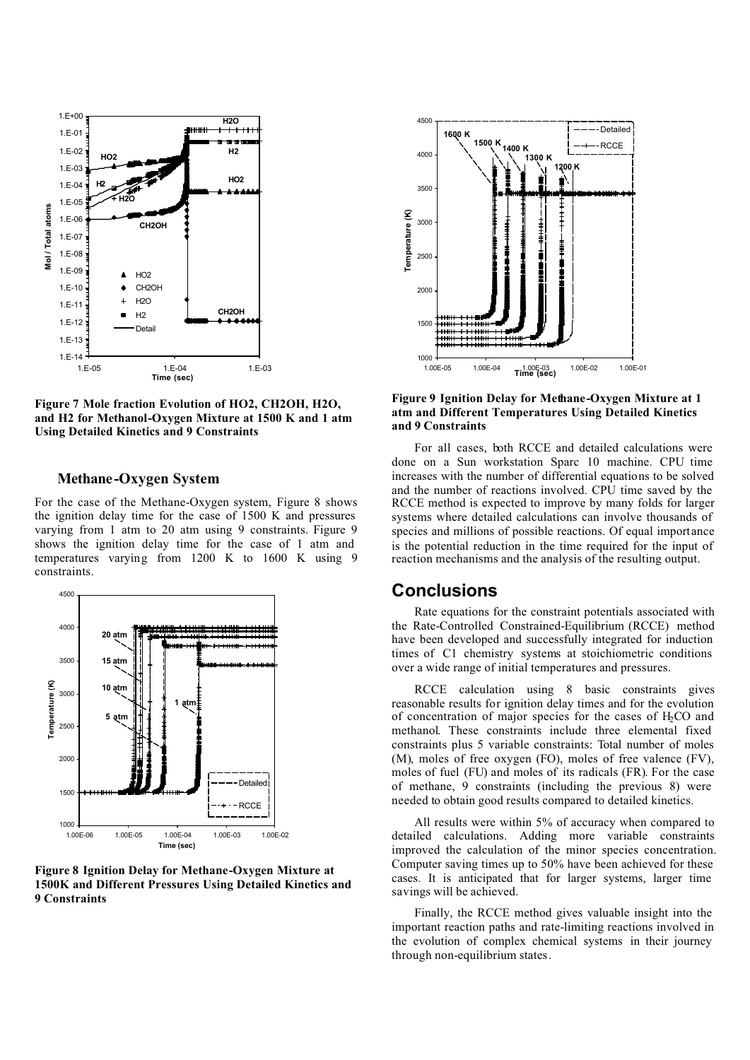**Figure 7 Mole fraction Evolution of HO2, CH2OH, H2O, and H2 for Methanol-Oxygen Mixture at 1500 K and 1 atm Using Detailed Kinetics and 9 Constraints**

### Methane-Oxygen System

For the case of the Methane-Oxygen system, Figure 8 shows the ignition delay time for the case of 1500 K and pressures varying from 1 atm to 20 atm using 9 constraints. Figure 9 shows the ignition delay time for the case of 1 atm and temperatures varying from 1200 K to 1600 K using 9 constraints.

**Figure 8 Ignition Delay for Methane-Oxygen Mixture at 1500K and Different Pressures Using Detailed Kinetics and 9 Constraints**

**Figure 9 Ignition Delay for Methane-Oxygen Mixture at 1 atm and Different Temperatures Using Detailed Kinetics and 9 Constraints**

For all cases, both RCCE and detailed calculations were done on a Sun workstation Sparc 10 machine. CPU time increases with the number of differential equations to be solved and the number of reactions involved. CPU time saved by the RCCE method is expected to improve by many folds for larger systems where detailed calculations can involve thousands of species and millions of possible reactions. Of equal importance is the potential reduction in the time required for the input of reaction mechanisms and the analysis of the resulting output.

## Conclusions

Rate equations for the constraint potentials associated with the Rate-Controlled Constrained-Equilibrium (RCCE) method have been developed and successfully integrated for induction times of C1 chemistry systems at stoichiometric conditions over a wide range of initial temperatures and pressures.

RCCE calculation using 8 basic constraints gives reasonable results for ignition delay times and for the evolution of concentration of major species for the cases of $H_2CO$ and methanol. These constraints include three elemental fixed constraints plus 5 variable constraints: Total number of moles (M), moles of free oxygen (FO), moles of free valence (FV), moles of fuel (FU) and moles of its radicals (FR). For the case of methane, 9 constraints (including the previous 8) were needed to obtain good results compared to detailed kinetics.

All results were within 5% of accuracy when compared to detailed calculations. Adding more variable constraints improved the calculation of the minor species concentration. Computer saving times up to 50% have been achieved for these cases. It is anticipated that for larger systems, larger time savings will be achieved.

Finally, the RCCE method gives valuable insight into the important reaction paths and rate-limiting reactions involved in the evolution of complex chemical systems in their journey through non-equilibrium states.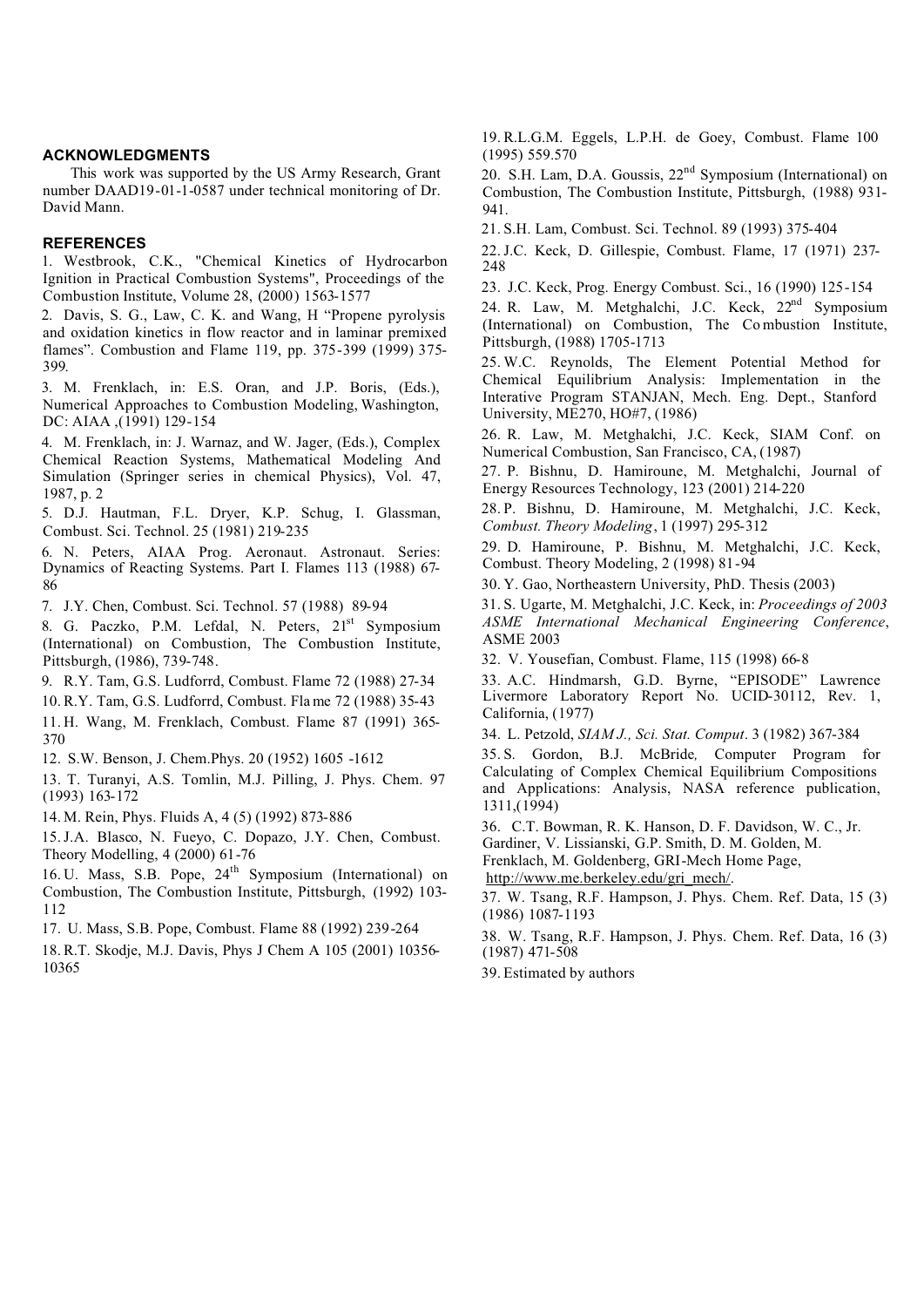## ACKNOWLEDGMENTS

This work was supported by the US Army Research, Grant number DAAD19-01-1-0587 under technical monitoring of Dr. David Mann.

## REFERENCES

1. Westbrook, C.K., "Chemical Kinetics of Hydrocarbon Ignition in Practical Combustion Systems", Proceedings of the Combustion Institute, Volume 28, (2000) 1563-1577
2. Davis, S. G., Law, C. K. and Wang, H "Propene pyrolysis and oxidation kinetics in flow reactor and in laminar premixed flames". Combustion and Flame 119, pp. 375-399 (1999) 375-399.
3. M. Frenklach, in: E.S. Oran, and J.P. Boris, (Eds.), Numerical Approaches to Combustion Modeling, Washington, DC: AIAA ,(1991) 129-154
4. M. Frenklach, in: J. Warnaz, and W. Jager, (Eds.), Complex Chemical Reaction Systems, Mathematical Modeling And Simulation (Springer series in chemical Physics), Vol. 47, 1987, p. 2
5. D.J. Hautman, F.L. Dryer, K.P. Schug, I. Glassman, Combust. Sci. Technol. 25 (1981) 219-235
6. N. Peters, AIAA Prog. Aeronaut. Astronaut. Series: Dynamics of Reacting Systems. Part I. Flames 113 (1988) 67-86
7. J.Y. Chen, Combust. Sci. Technol. 57 (1988) 89-94
8. G. Paczko, P.M. Lefdal, N. Peters, 21st Symposium (International) on Combustion, The Combustion Institute, Pittsburgh, (1986), 739-748.
9. R.Y. Tam, G.S. Ludforrd, Combust. Flame 72 (1988) 27-34
10. R.Y. Tam, G.S. Ludforrd, Combust. Flame 72 (1988) 35-43
11. H. Wang, M. Frenklach, Combust. Flame 87 (1991) 365-370
12. S.W. Benson, J. Chem.Phys. 20 (1952) 1605 -1612
13. T. Turanyi, A.S. Tomlin, M.J. Pilling, J. Phys. Chem. 97 (1993) 163-172
14. M. Rein, Phys. Fluids A, 4 (5) (1992) 873-886
15. J.A. Blasco, N. Fueyo, C. Dopazo, J.Y. Chen, Combust. Theory Modelling, 4 (2000) 61-76
16. U. Mass, S.B. Pope, 24th Symposium (International) on Combustion, The Combustion Institute, Pittsburgh, (1992) 103-112
17. U. Mass, S.B. Pope, Combust. Flame 88 (1992) 239-264
18. R.T. Skodje, M.J. Davis, Phys J Chem A 105 (2001) 10356-10365
19. R.L.G.M. Eggels, L.P.H. de Goey, Combust. Flame 100 (1995) 559.570
20. S.H. Lam, D.A. Goussis, 22nd Symposium (International) on Combustion, The Combustion Institute, Pittsburgh, (1988) 931-941.
21. S.H. Lam, Combust. Sci. Technol. 89 (1993) 375-404
22. J.C. Keck, D. Gillespie, Combust. Flame, 17 (1971) 237-248
23. J.C. Keck, Prog. Energy Combust. Sci., 16 (1990) 125-154
24. R. Law, M. Metghalchi, J.C. Keck, 22nd Symposium (International) on Combustion, The Combustion Institute, Pittsburgh, (1988) 1705-1713
25. W.C. Reynolds, The Element Potential Method for Chemical Equilibrium Analysis: Implementation in the Interative Program STANJAN, Mech. Eng. Dept., Stanford University, ME270, HO#7, (1986)
26. R. Law, M. Metghalchi, J.C. Keck, SIAM Conf. on Numerical Combustion, San Francisco, CA, (1987)
27. P. Bishnu, D. Hamiroune, M. Metghalchi, Journal of Energy Resources Technology, 123 (2001) 214-220
28. P. Bishnu, D. Hamiroune, M. Metghalchi, J.C. Keck, *Combust. Theory Modeling*, 1 (1997) 295-312
29. D. Hamiroune, P. Bishnu, M. Metghalchi, J.C. Keck, Combust. Theory Modeling, 2 (1998) 81-94
30. Y. Gao, Northeastern University, PhD. Thesis (2003)
31. S. Ugarte, M. Metghalchi, J.C. Keck, in: *Proceedings of 2003 ASME International Mechanical Engineering Conference*, ASME 2003
32. V. Yousefian, Combust. Flame, 115 (1998) 66-8
33. A.C. Hindmarsh, G.D. Byrne, "EPISODE" Lawrence Livermore Laboratory Report No. UCID-30112, Rev. 1, California, (1977)
34. L. Petzold, *SIAM J., Sci. Stat. Comput*. 3 (1982) 367-384
35. S. Gordon, B.J. McBride*,* Computer Program for Calculating of Complex Chemical Equilibrium Compositions and Applications: Analysis, NASA reference publication, 1311,(1994)
36. C.T. Bowman, R. K. Hanson, D. F. Davidson, W. C., Jr. Gardiner, V. Lissianski, G.P. Smith, D. M. Golden, M. Frenklach, M. Goldenberg, GRI-Mech Home Page, http://www.me.berkeley.edu/gri_mech/.
37. W. Tsang, R.F. Hampson, J. Phys. Chem. Ref. Data, 15 (3) (1986) 1087-1193
38. W. Tsang, R.F. Hampson, J. Phys. Chem. Ref. Data, 16 (3) (1987) 471-508
39. Estimated by authors